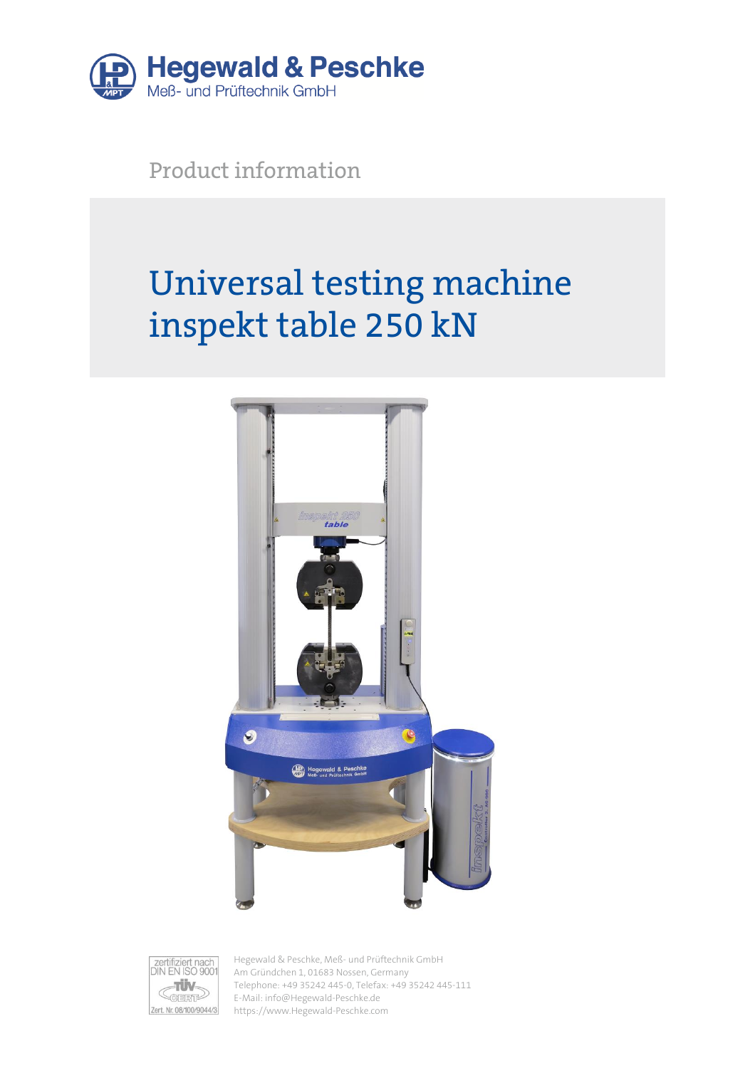Hegewald & Peschke
Meß- und Prüftechnik GmbH

Product information

# Universal testing machine inspekt table 250 kN

zertifiziert nach DIN EN ISO 9001
Zert. Nr. 08/100/9044/3

Hegewald & Peschke, Meß- und Prüftechnik GmbH
Am Gründchen 1, 01683 Nossen, Germany
Telephone: +49 35242 445-0, Telefax: +49 35242 445-111
E-Mail: info@Hegewald-Peschke.de
https://www.Hegewald-Peschke.com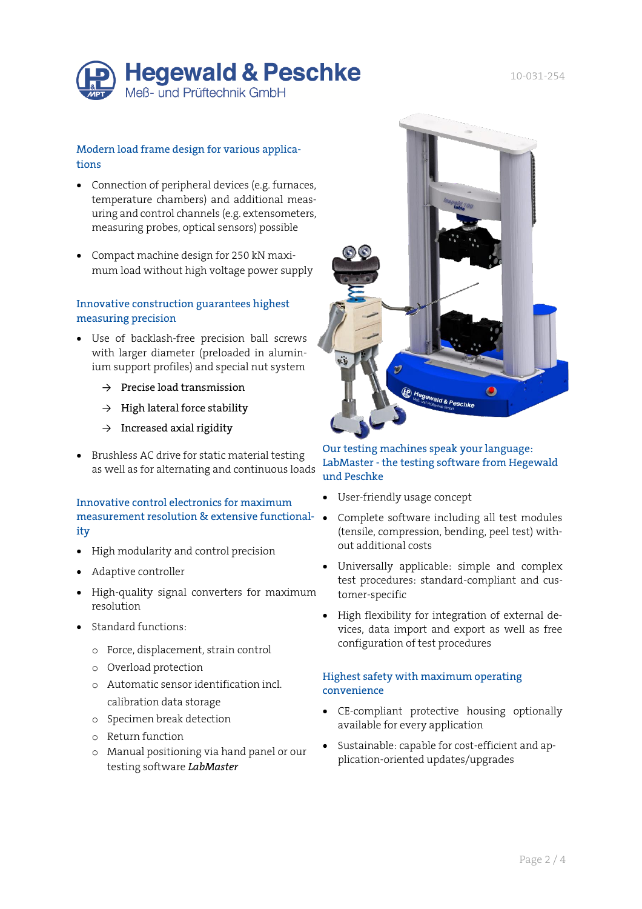## Modern load frame design for various applications

- Connection of peripheral devices (e.g. furnaces, temperature chambers) and additional measuring and control channels (e.g. extensometers, measuring probes, optical sensors) possible
- Compact machine design for 250 kN maximum load without high voltage power supply

## Innovative construction guarantees highest measuring precision

- Use of backlash-free precision ball screws with larger diameter (preloaded in aluminium support profiles) and special nut system
  - → Precise load transmission
  - → High lateral force stability
  - → Increased axial rigidity
- Brushless AC drive for static material testing as well as for alternating and continuous loads

## Innovative control electronics for maximum measurement resolution & extensive functionality

- High modularity and control precision
- Adaptive controller
- High-quality signal converters for maximum resolution
- Standard functions:
  - Force, displacement, strain control
  - Overload protection
  - Automatic sensor identification incl. calibration data storage
  - Specimen break detection
  - Return function
  - Manual positioning via hand panel or our testing software *LabMaster*

## Our testing machines speak your language: LabMaster - the testing software from Hegewald und Peschke

- User-friendly usage concept
- Complete software including all test modules (tensile, compression, bending, peel test) without additional costs
- Universally applicable: simple and complex test procedures: standard-compliant and customer-specific
- High flexibility for integration of external devices, data import and export as well as free configuration of test procedures

## Highest safety with maximum operating convenience

- CE-compliant protective housing optionally available for every application
- Sustainable: capable for cost-efficient and application-oriented updates/upgrades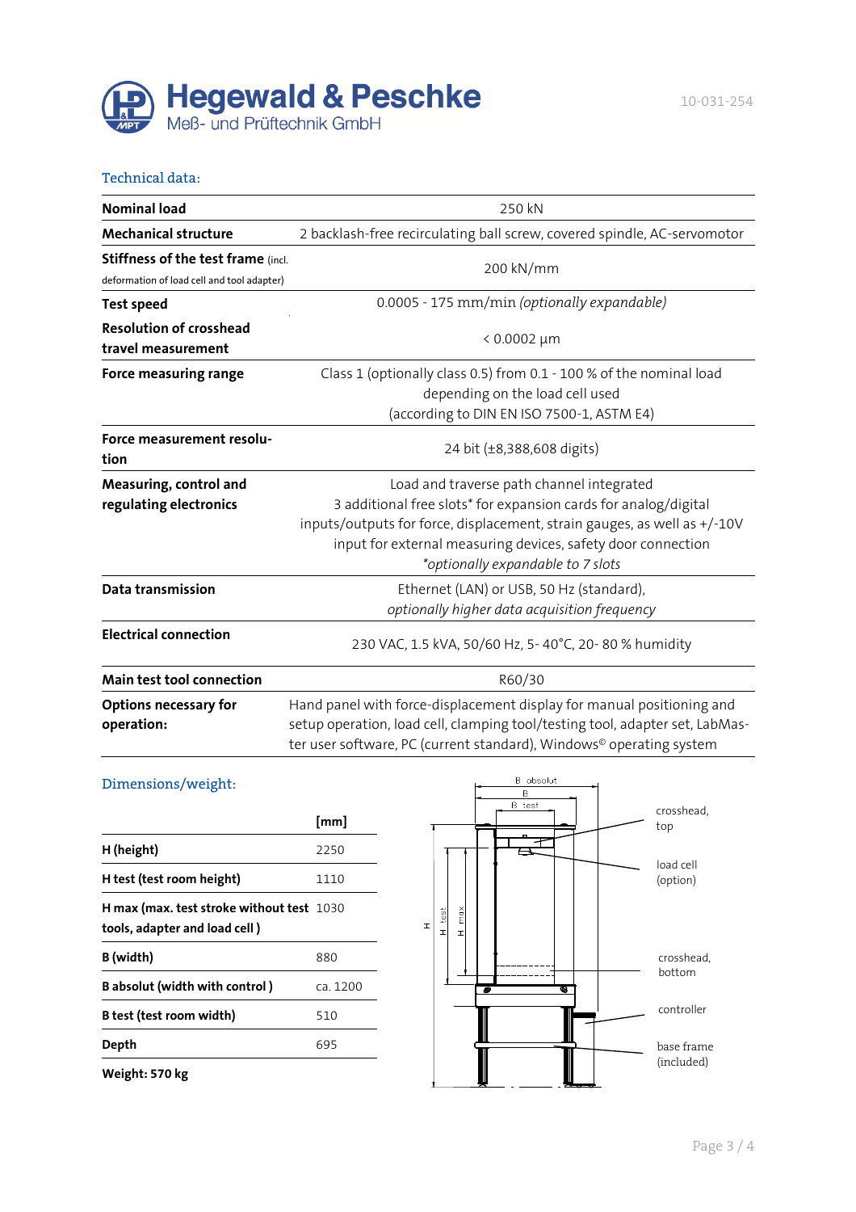**Hegewald & Peschke**
Meß- und Prüftechnik GmbH

10-031-254

## Technical data:

| | |
|---|---|
| **Nominal load** | 250 kN |
| **Mechanical structure** | 2 backlash-free recirculating ball screw, covered spindle, AC-servomotor |
| **Stiffness of the test frame** (incl. deformation of load cell and tool adapter) | 200 kN/mm |
| **Test speed** | 0.0005 - 175 mm/min *(optionally expandable)* |
| **Resolution of crosshead travel measurement** | < 0.0002 µm |
| **Force measuring range** | Class 1 (optionally class 0.5) from 0.1 - 100 % of the nominal load depending on the load cell used (according to DIN EN ISO 7500-1, ASTM E4) |
| **Force measurement resolution** | 24 bit (±8,388,608 digits) |
| **Measuring, control and regulating electronics** | Load and traverse path channel integrated<br>3 additional free slots* for expansion cards for analog/digital inputs/outputs for force, displacement, strain gauges, as well as +/-10V input for external measuring devices, safety door connection<br>**optionally expandable to 7 slots* |
| **Data transmission** | Ethernet (LAN) or USB, 50 Hz (standard), *optionally higher data acquisition frequency* |
| **Electrical connection** | 230 VAC, 1.5 kVA, 50/60 Hz, 5- 40°C, 20- 80 % humidity |
| **Main test tool connection** | R60/30 |
| **Options necessary for operation:** | Hand panel with force-displacement display for manual positioning and setup operation, load cell, clamping tool/testing tool, adapter set, LabMaster user software, PC (current standard), Windows© operating system |

## Dimensions/weight:

| | [mm] |
|---|---|
| **H (height)** | 2250 |
| **H test (test room height)** | 1110 |
| **H max (max. test stroke without test tools, adapter and load cell )** | 1030 |
| **B (width)** | 880 |
| **B absolut (width with control )** | ca. 1200 |
| **B test (test room width)** | 510 |
| **Depth** | 695 |

**Weight: 570 kg**

B absolut, B, B test, H, H test, H max

crosshead, top

load cell (option)

crosshead, bottom

controller

base frame (included)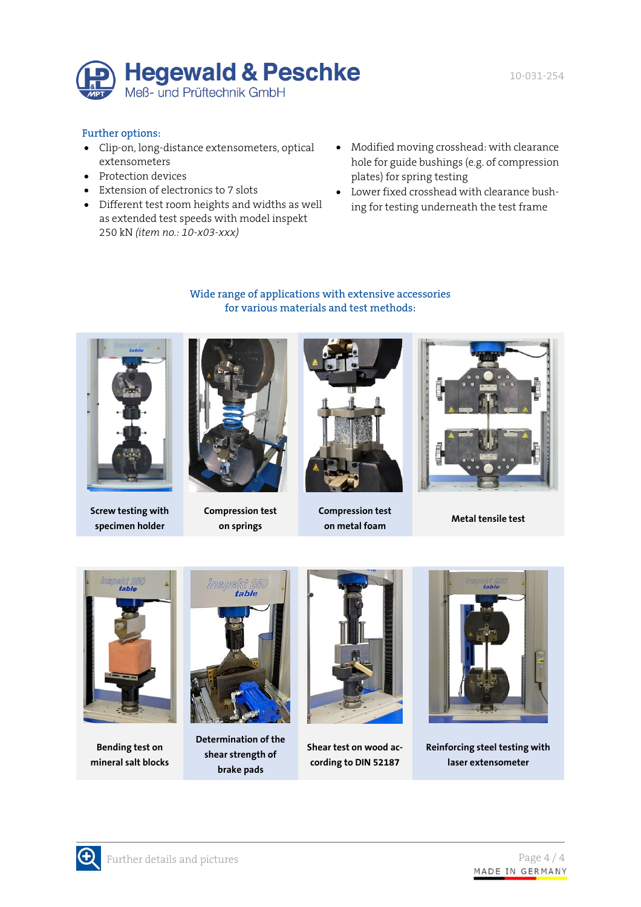# Hegewald & Peschke
Meß- und Prüftechnik GmbH

10-031-254

## Further options:

- Clip-on, long-distance extensometers, optical extensometers
- Protection devices
- Extension of electronics to 7 slots
- Different test room heights and widths as well as extended test speeds with model inspekt 250 kN *(item no.: 10-x03-xxx)*
- Modified moving crosshead: with clearance hole for guide bushings (e.g. of compression plates) for spring testing
- Lower fixed crosshead with clearance bushing for testing underneath the test frame

## Wide range of applications with extensive accessories for various materials and test methods:

**Screw testing with specimen holder**

**Compression test on springs**

**Compression test on metal foam**

**Metal tensile test**

**Bending test on mineral salt blocks**

**Determination of the shear strength of brake pads**

**Shear test on wood according to DIN 52187**

**Reinforcing steel testing with laser extensometer**

Further details and pictures

MADE IN GERMANY